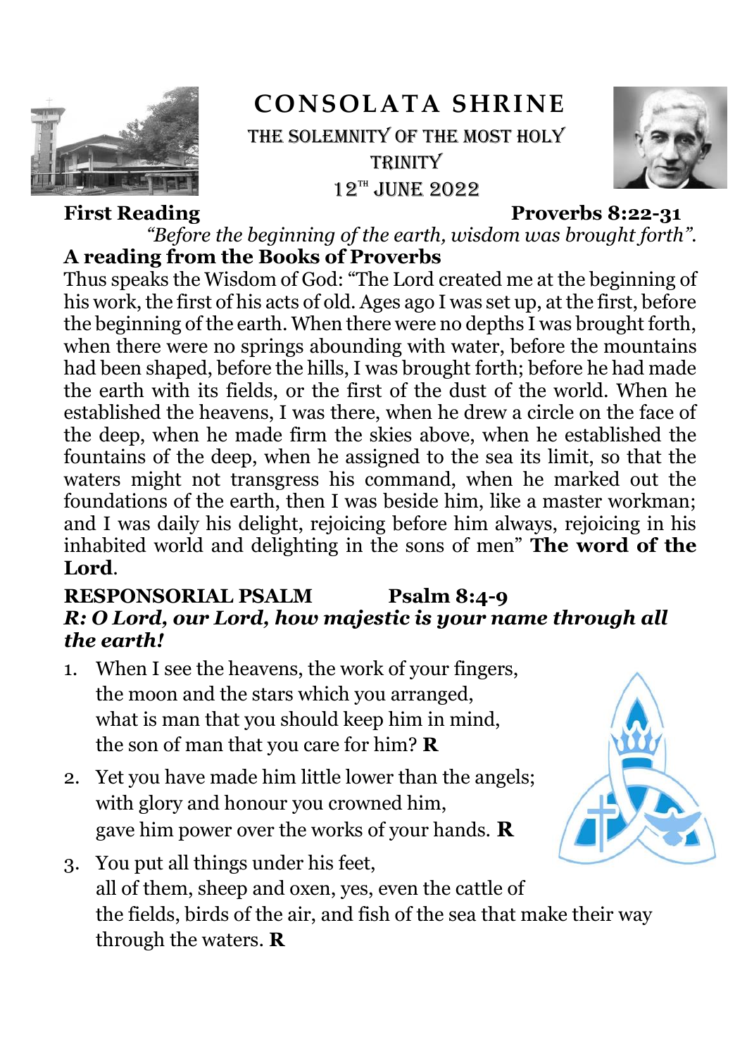# CONSOLATA SHRINE

## THE SOLEMNITY OF THE MOST HOLY TRINITY

12[TH] JUNE 2022

**First Reading** **Proverbs 8:22-31**

*"Before the beginning of the earth, wisdom was brought forth".*

**A reading from the Books of Proverbs**

Thus speaks the Wisdom of God: "The Lord created me at the beginning of his work, the first of his acts of old. Ages ago I was set up, at the first, before the beginning of the earth. When there were no depths I was brought forth, when there were no springs abounding with water, before the mountains had been shaped, before the hills, I was brought forth; before he had made the earth with its fields, or the first of the dust of the world. When he established the heavens, I was there, when he drew a circle on the face of the deep, when he made firm the skies above, when he established the fountains of the deep, when he assigned to the sea its limit, so that the waters might not transgress his command, when he marked out the foundations of the earth, then I was beside him, like a master workman; and I was daily his delight, rejoicing before him always, rejoicing in his inhabited world and delighting in the sons of men" **The word of the Lord**.

**RESPONSORIAL PSALM** **Psalm 8:4-9**

***R: O Lord, our Lord, how majestic is your name through all the earth!***

1. When I see the heavens, the work of your fingers,
   the moon and the stars which you arranged,
   what is man that you should keep him in mind,
   the son of man that you care for him? **R**
2. Yet you have made him little lower than the angels;
   with glory and honour you crowned him,
   gave him power over the works of your hands. **R**
3. You put all things under his feet,
   all of them, sheep and oxen, yes, even the cattle of
   the fields, birds of the air, and fish of the sea that make their way
   through the waters. **R**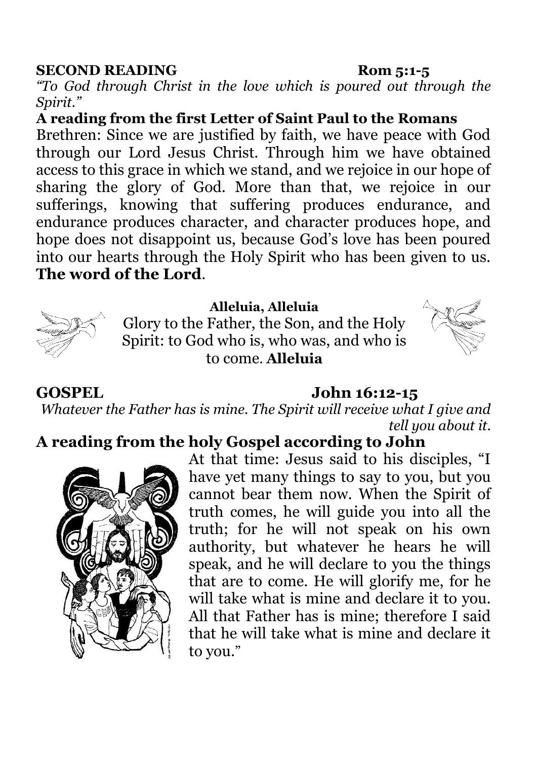**SECOND READING** **Rom 5:1-5**

*"To God through Christ in the love which is poured out through the Spirit."*

**A reading from the first Letter of Saint Paul to the Romans**

Brethren: Since we are justified by faith, we have peace with God through our Lord Jesus Christ. Through him we have obtained access to this grace in which we stand, and we rejoice in our hope of sharing the glory of God. More than that, we rejoice in our sufferings, knowing that suffering produces endurance, and endurance produces character, and character produces hope, and hope does not disappoint us, because God's love has been poured into our hearts through the Holy Spirit who has been given to us. **The word of the Lord**.

**Alleluia, Alleluia**
Glory to the Father, the Son, and the Holy Spirit: to God who is, who was, and who is to come. **Alleluia**

**GOSPEL** **John 16:12-15**

*Whatever the Father has is mine. The Spirit will receive what I give and tell you about it.*

**A reading from the holy Gospel according to John**

At that time: Jesus said to his disciples, "I have yet many things to say to you, but you cannot bear them now. When the Spirit of truth comes, he will guide you into all the truth; for he will not speak on his own authority, but whatever he hears he will speak, and he will declare to you the things that are to come. He will glorify me, for he will take what is mine and declare it to you. All that Father has is mine; therefore I said that he will take what is mine and declare it to you."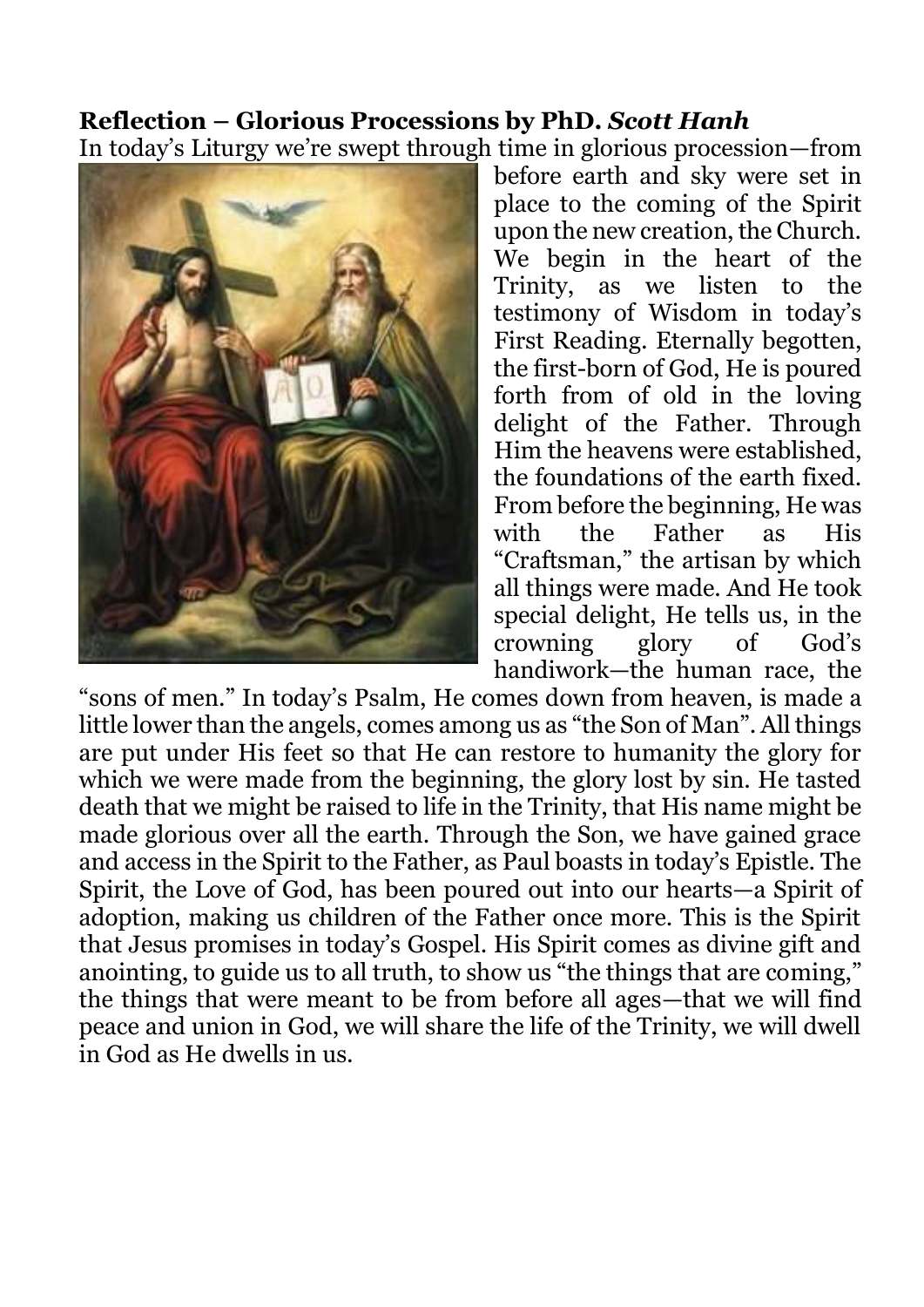**Reflection – Glorious Processions by PhD. *Scott Hanh***

In today's Liturgy we're swept through time in glorious procession—from before earth and sky were set in place to the coming of the Spirit upon the new creation, the Church. We begin in the heart of the Trinity, as we listen to the testimony of Wisdom in today's First Reading. Eternally begotten, the first-born of God, He is poured forth from of old in the loving delight of the Father. Through Him the heavens were established, the foundations of the earth fixed. From before the beginning, He was with the Father as His "Craftsman," the artisan by which all things were made. And He took special delight, He tells us, in the crowning glory of God's handiwork—the human race, the "sons of men." In today's Psalm, He comes down from heaven, is made a little lower than the angels, comes among us as "the Son of Man". All things are put under His feet so that He can restore to humanity the glory for which we were made from the beginning, the glory lost by sin. He tasted death that we might be raised to life in the Trinity, that His name might be made glorious over all the earth. Through the Son, we have gained grace and access in the Spirit to the Father, as Paul boasts in today's Epistle. The Spirit, the Love of God, has been poured out into our hearts—a Spirit of adoption, making us children of the Father once more. This is the Spirit that Jesus promises in today's Gospel. His Spirit comes as divine gift and anointing, to guide us to all truth, to show us "the things that are coming," the things that were meant to be from before all ages—that we will find peace and union in God, we will share the life of the Trinity, we will dwell in God as He dwells in us.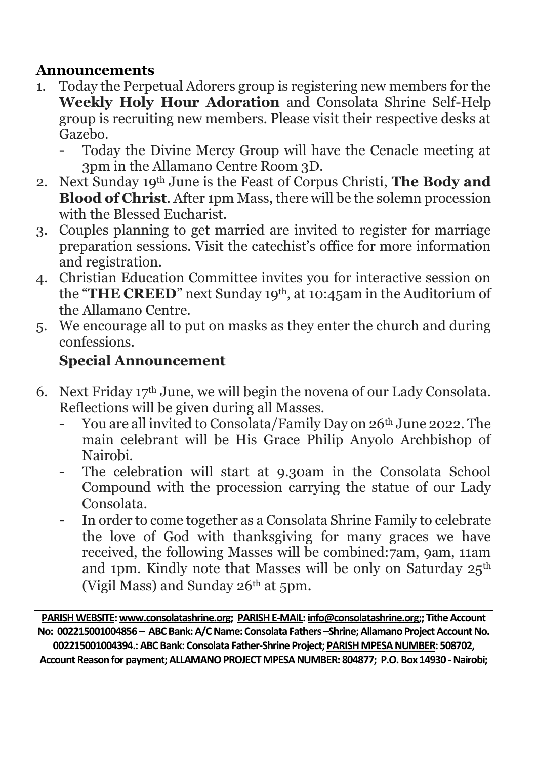## Announcements

1. Today the Perpetual Adorers group is registering new members for the **Weekly Holy Hour Adoration** and Consolata Shrine Self-Help group is recruiting new members. Please visit their respective desks at Gazebo.
   - Today the Divine Mercy Group will have the Cenacle meeting at 3pm in the Allamano Centre Room 3D.
2. Next Sunday 19th June is the Feast of Corpus Christi, **The Body and Blood of Christ**. After 1pm Mass, there will be the solemn procession with the Blessed Eucharist.
3. Couples planning to get married are invited to register for marriage preparation sessions. Visit the catechist's office for more information and registration.
4. Christian Education Committee invites you for interactive session on the "**THE CREED**" next Sunday 19th, at 10:45am in the Auditorium of the Allamano Centre.
5. We encourage all to put on masks as they enter the church and during confessions.

## Special Announcement

6. Next Friday 17th June, we will begin the novena of our Lady Consolata. Reflections will be given during all Masses.
   - You are all invited to Consolata/Family Day on 26th June 2022. The main celebrant will be His Grace Philip Anyolo Archbishop of Nairobi.
   - The celebration will start at 9.30am in the Consolata School Compound with the procession carrying the statue of our Lady Consolata.
   - In order to come together as a Consolata Shrine Family to celebrate the love of God with thanksgiving for many graces we have received, the following Masses will be combined:7am, 9am, 11am and 1pm. Kindly note that Masses will be only on Saturday 25th (Vigil Mass) and Sunday 26th at 5pm.

---

**PARISH WEBSITE: www.consolatashrine.org; PARISH E-MAIL: info@consolatashrine.org;; Tithe Account No: 002215001004856 – ABC Bank: A/C Name: Consolata Fathers –Shrine; Allamano Project Account No. 002215001004394.: ABC Bank: Consolata Father-Shrine Project; PARISH MPESA NUMBER: 508702, Account Reason for payment; ALLAMANO PROJECT MPESA NUMBER: 804877; P.O. Box 14930 - Nairobi;**